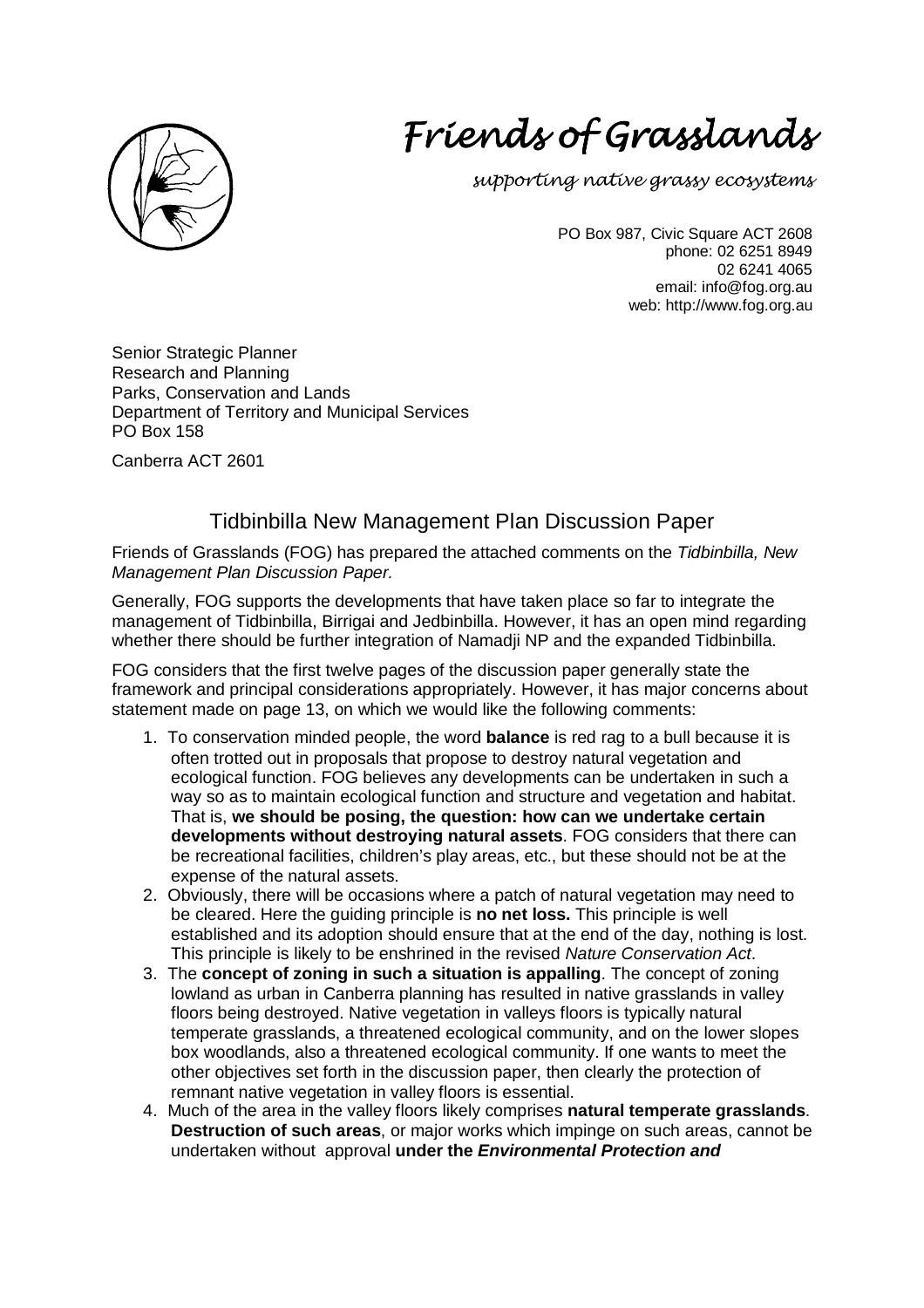# Friends of Grasslands

*supporting native grassy ecosystems*

PO Box 987, Civic Square ACT 2608
phone: 02 6251 8949
02 6241 4065
email: info@fog.org.au
web: http://www.fog.org.au

Senior Strategic Planner
Research and Planning
Parks, Conservation and Lands
Department of Territory and Municipal Services
PO Box 158

Canberra ACT 2601

## Tidbinbilla New Management Plan Discussion Paper

Friends of Grasslands (FOG) has prepared the attached comments on the *Tidbinbilla, New Management Plan Discussion Paper.*

Generally, FOG supports the developments that have taken place so far to integrate the management of Tidbinbilla, Birrigai and Jedbinbilla. However, it has an open mind regarding whether there should be further integration of Namadji NP and the expanded Tidbinbilla.

FOG considers that the first twelve pages of the discussion paper generally state the framework and principal considerations appropriately. However, it has major concerns about statement made on page 13, on which we would like the following comments:

1. To conservation minded people, the word **balance** is red rag to a bull because it is often trotted out in proposals that propose to destroy natural vegetation and ecological function. FOG believes any developments can be undertaken in such a way so as to maintain ecological function and structure and vegetation and habitat. That is, **we should be posing, the question: how can we undertake certain developments without destroying natural assets**. FOG considers that there can be recreational facilities, children's play areas, etc., but these should not be at the expense of the natural assets.
2. Obviously, there will be occasions where a patch of natural vegetation may need to be cleared. Here the guiding principle is **no net loss.** This principle is well established and its adoption should ensure that at the end of the day, nothing is lost. This principle is likely to be enshrined in the revised *Nature Conservation Act*.
3. The **concept of zoning in such a situation is appalling**. The concept of zoning lowland as urban in Canberra planning has resulted in native grasslands in valley floors being destroyed. Native vegetation in valleys floors is typically natural temperate grasslands, a threatened ecological community, and on the lower slopes box woodlands, also a threatened ecological community. If one wants to meet the other objectives set forth in the discussion paper, then clearly the protection of remnant native vegetation in valley floors is essential.
4. Much of the area in the valley floors likely comprises **natural temperate grasslands**. **Destruction of such areas**, or major works which impinge on such areas, cannot be undertaken without approval **under the *Environmental Protection and***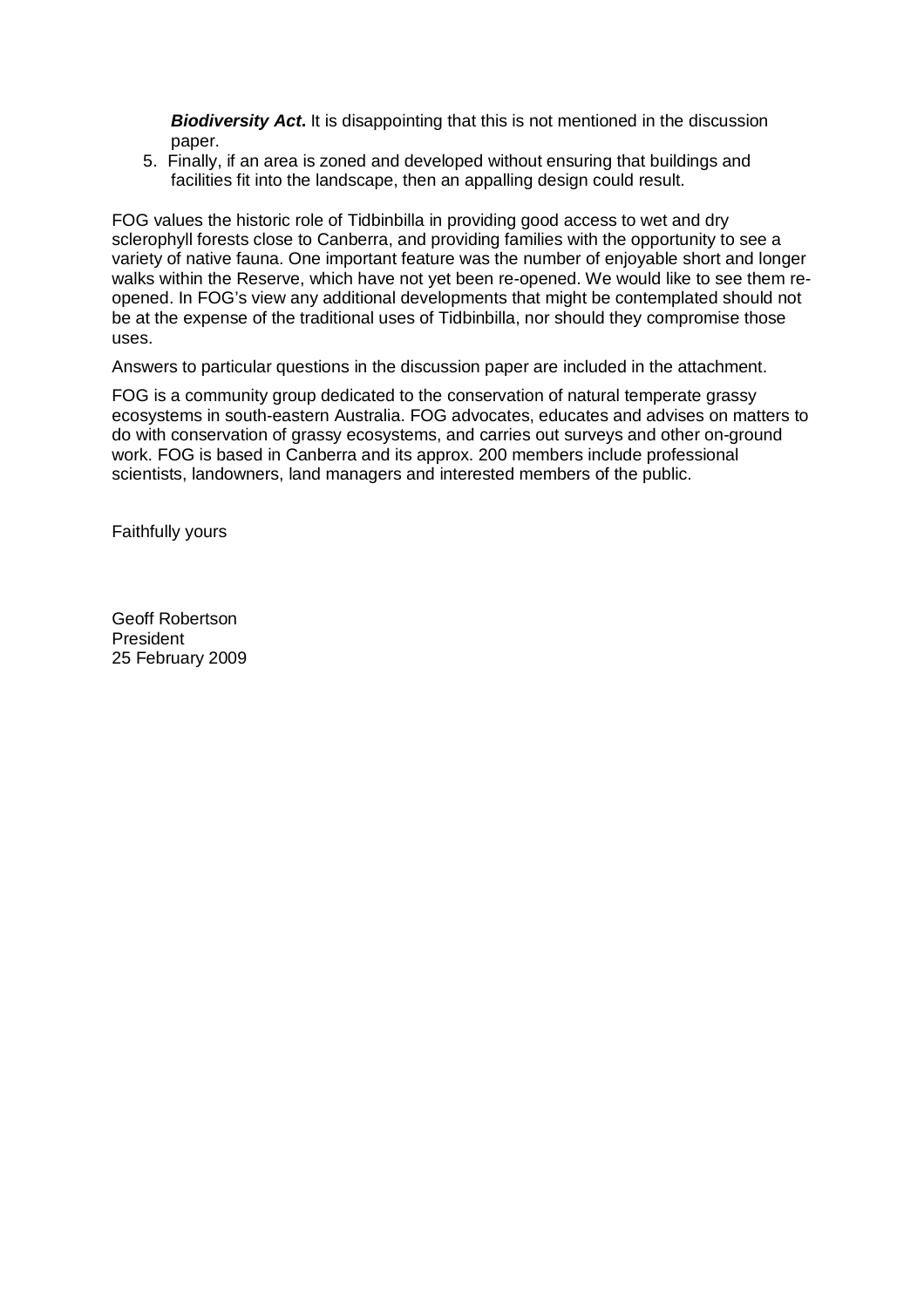**Biodiversity Act**. It is disappointing that this is not mentioned in the discussion paper.

5. Finally, if an area is zoned and developed without ensuring that buildings and facilities fit into the landscape, then an appalling design could result.

FOG values the historic role of Tidbinbilla in providing good access to wet and dry sclerophyll forests close to Canberra, and providing families with the opportunity to see a variety of native fauna. One important feature was the number of enjoyable short and longer walks within the Reserve, which have not yet been re-opened. We would like to see them re-opened. In FOG's view any additional developments that might be contemplated should not be at the expense of the traditional uses of Tidbinbilla, nor should they compromise those uses.

Answers to particular questions in the discussion paper are included in the attachment.

FOG is a community group dedicated to the conservation of natural temperate grassy ecosystems in south-eastern Australia. FOG advocates, educates and advises on matters to do with conservation of grassy ecosystems, and carries out surveys and other on-ground work. FOG is based in Canberra and its approx. 200 members include professional scientists, landowners, land managers and interested members of the public.

Faithfully yours

Geoff Robertson
President
25 February 2009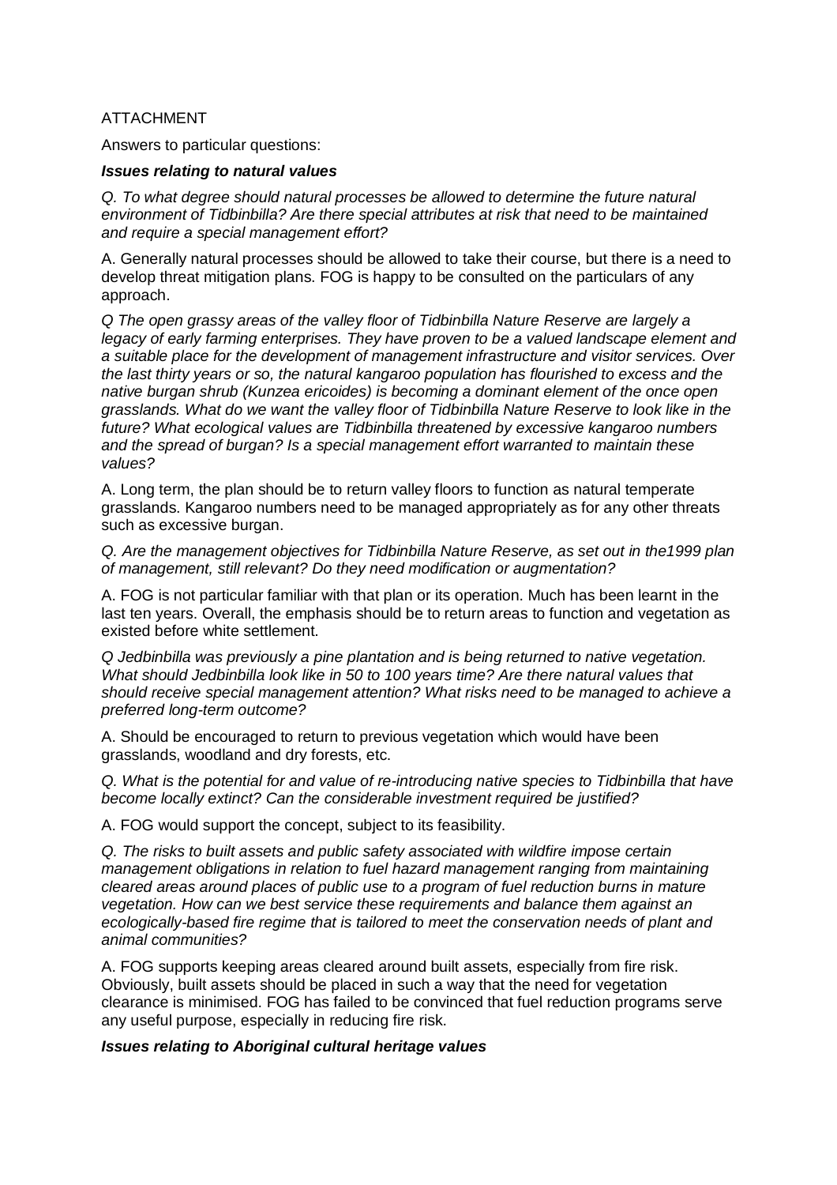ATTACHMENT

Answers to particular questions:

***Issues relating to natural values***

*Q. To what degree should natural processes be allowed to determine the future natural environment of Tidbinbilla? Are there special attributes at risk that need to be maintained and require a special management effort?*

A. Generally natural processes should be allowed to take their course, but there is a need to develop threat mitigation plans. FOG is happy to be consulted on the particulars of any approach.

*Q The open grassy areas of the valley floor of Tidbinbilla Nature Reserve are largely a legacy of early farming enterprises. They have proven to be a valued landscape element and a suitable place for the development of management infrastructure and visitor services. Over the last thirty years or so, the natural kangaroo population has flourished to excess and the native burgan shrub (Kunzea ericoides) is becoming a dominant element of the once open grasslands. What do we want the valley floor of Tidbinbilla Nature Reserve to look like in the future? What ecological values are Tidbinbilla threatened by excessive kangaroo numbers and the spread of burgan? Is a special management effort warranted to maintain these values?*

A. Long term, the plan should be to return valley floors to function as natural temperate grasslands. Kangaroo numbers need to be managed appropriately as for any other threats such as excessive burgan.

*Q. Are the management objectives for Tidbinbilla Nature Reserve, as set out in the1999 plan of management, still relevant? Do they need modification or augmentation?*

A. FOG is not particular familiar with that plan or its operation. Much has been learnt in the last ten years. Overall, the emphasis should be to return areas to function and vegetation as existed before white settlement.

*Q Jedbinbilla was previously a pine plantation and is being returned to native vegetation. What should Jedbinbilla look like in 50 to 100 years time? Are there natural values that should receive special management attention? What risks need to be managed to achieve a preferred long-term outcome?*

A. Should be encouraged to return to previous vegetation which would have been grasslands, woodland and dry forests, etc.

*Q. What is the potential for and value of re-introducing native species to Tidbinbilla that have become locally extinct? Can the considerable investment required be justified?*

A. FOG would support the concept, subject to its feasibility.

*Q. The risks to built assets and public safety associated with wildfire impose certain management obligations in relation to fuel hazard management ranging from maintaining cleared areas around places of public use to a program of fuel reduction burns in mature vegetation. How can we best service these requirements and balance them against an ecologically-based fire regime that is tailored to meet the conservation needs of plant and animal communities?*

A. FOG supports keeping areas cleared around built assets, especially from fire risk. Obviously, built assets should be placed in such a way that the need for vegetation clearance is minimised. FOG has failed to be convinced that fuel reduction programs serve any useful purpose, especially in reducing fire risk.

***Issues relating to Aboriginal cultural heritage values***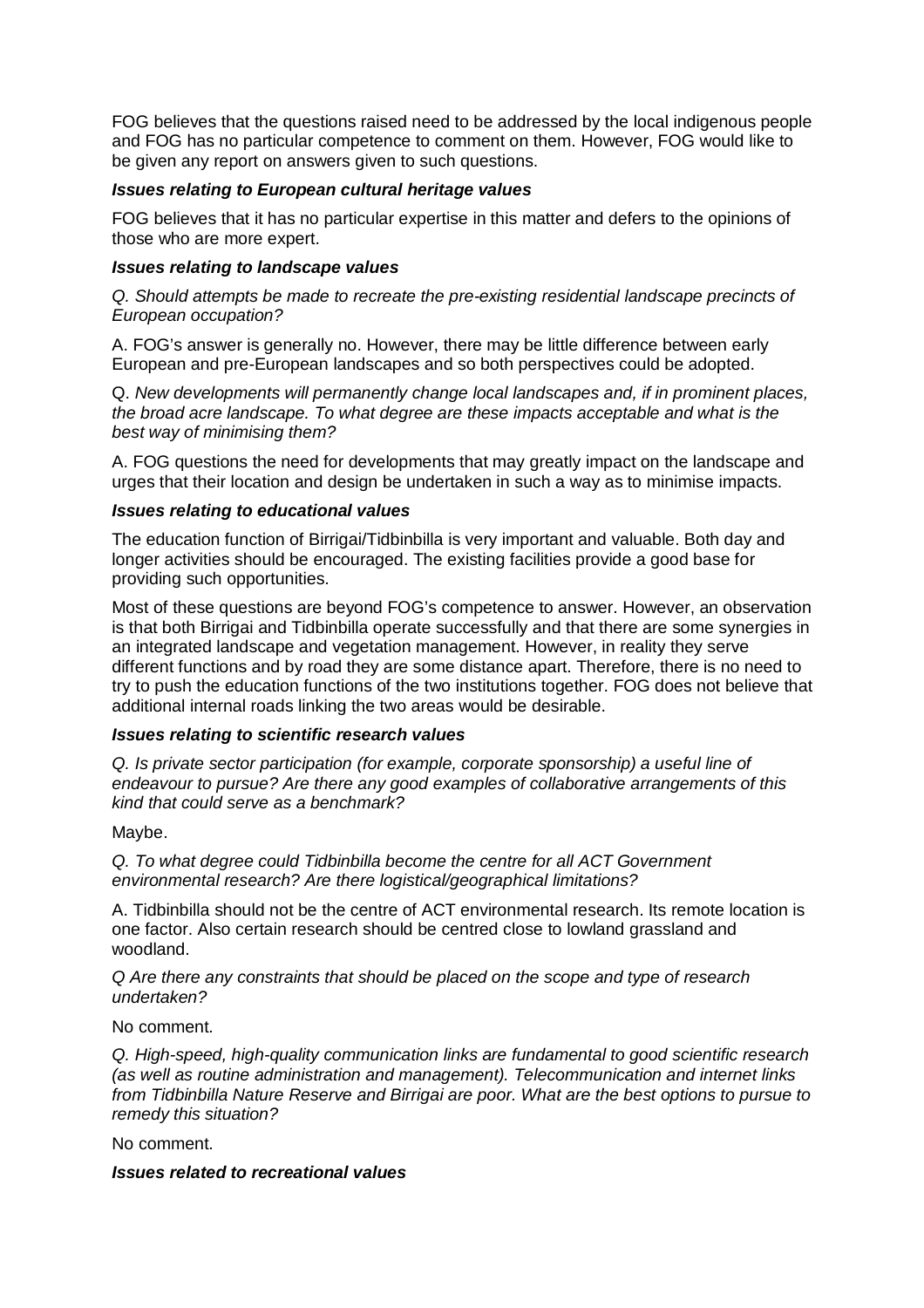FOG believes that the questions raised need to be addressed by the local indigenous people and FOG has no particular competence to comment on them. However, FOG would like to be given any report on answers given to such questions.

***Issues relating to European cultural heritage values***

FOG believes that it has no particular expertise in this matter and defers to the opinions of those who are more expert.

***Issues relating to landscape values***

*Q. Should attempts be made to recreate the pre-existing residential landscape precincts of European occupation?*

A. FOG's answer is generally no. However, there may be little difference between early European and pre-European landscapes and so both perspectives could be adopted.

Q. *New developments will permanently change local landscapes and, if in prominent places, the broad acre landscape. To what degree are these impacts acceptable and what is the best way of minimising them?*

A. FOG questions the need for developments that may greatly impact on the landscape and urges that their location and design be undertaken in such a way as to minimise impacts.

***Issues relating to educational values***

The education function of Birrigai/Tidbinbilla is very important and valuable. Both day and longer activities should be encouraged. The existing facilities provide a good base for providing such opportunities.

Most of these questions are beyond FOG's competence to answer. However, an observation is that both Birrigai and Tidbinbilla operate successfully and that there are some synergies in an integrated landscape and vegetation management. However, in reality they serve different functions and by road they are some distance apart. Therefore, there is no need to try to push the education functions of the two institutions together. FOG does not believe that additional internal roads linking the two areas would be desirable.

***Issues relating to scientific research values***

*Q. Is private sector participation (for example, corporate sponsorship) a useful line of endeavour to pursue? Are there any good examples of collaborative arrangements of this kind that could serve as a benchmark?*

Maybe.

*Q. To what degree could Tidbinbilla become the centre for all ACT Government environmental research? Are there logistical/geographical limitations?*

A. Tidbinbilla should not be the centre of ACT environmental research. Its remote location is one factor. Also certain research should be centred close to lowland grassland and woodland.

*Q Are there any constraints that should be placed on the scope and type of research undertaken?*

No comment.

*Q. High-speed, high-quality communication links are fundamental to good scientific research (as well as routine administration and management). Telecommunication and internet links from Tidbinbilla Nature Reserve and Birrigai are poor. What are the best options to pursue to remedy this situation?*

No comment.

***Issues related to recreational values***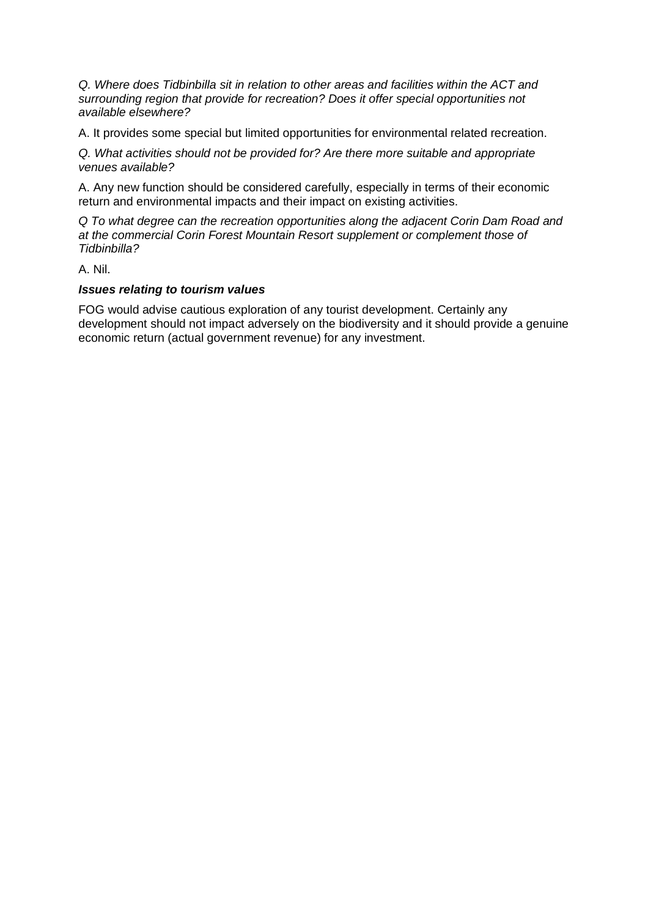*Q. Where does Tidbinbilla sit in relation to other areas and facilities within the ACT and surrounding region that provide for recreation? Does it offer special opportunities not available elsewhere?*

A. It provides some special but limited opportunities for environmental related recreation.

*Q. What activities should not be provided for? Are there more suitable and appropriate venues available?*

A. Any new function should be considered carefully, especially in terms of their economic return and environmental impacts and their impact on existing activities.

*Q To what degree can the recreation opportunities along the adjacent Corin Dam Road and at the commercial Corin Forest Mountain Resort supplement or complement those of Tidbinbilla?*

A. Nil.

***Issues relating to tourism values***

FOG would advise cautious exploration of any tourist development. Certainly any development should not impact adversely on the biodiversity and it should provide a genuine economic return (actual government revenue) for any investment.